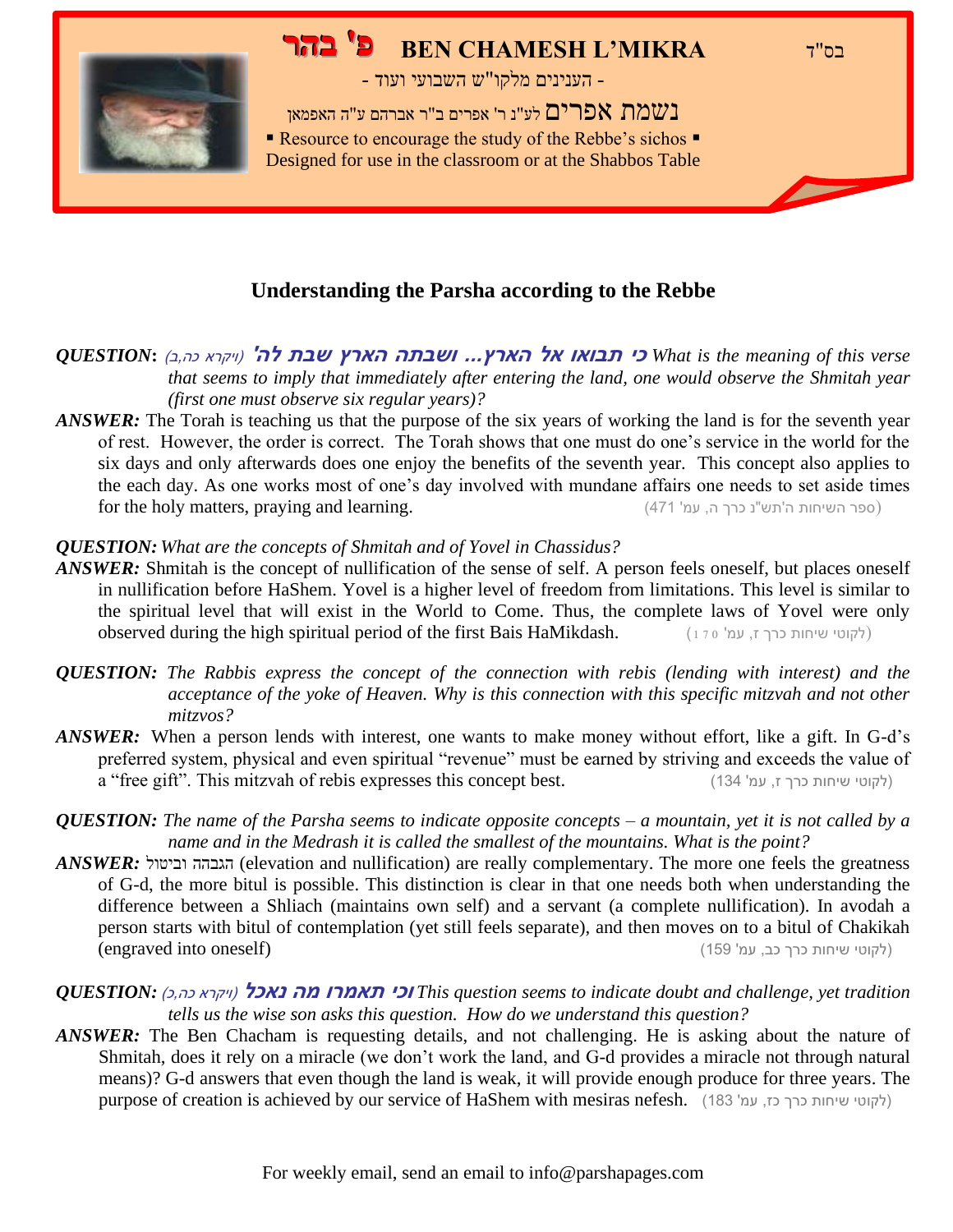# פ' בהר BEN CHAMESH L'MIKRA

בס"ד

- הענינים מלקו"ש השבועי ועוד -

נשמת אפרים לע"נ ר' אפרים ב"ר אברהם ע"ה האפמאן

▪ Resource to encourage the study of the Rebbe's sichos ▪
Designed for use in the classroom or at the Shabbos Table

## Understanding the Parsha according to the Rebbe

**QUESTION:** *(ויקרא כה,ב)* ***'כי תבואו אל הארץ... ושבתה הארץ שבת לה*** *What is the meaning of this verse that seems to imply that immediately after entering the land, one would observe the Shmitah year (first one must observe six regular years)?*

***ANSWER:*** The Torah is teaching us that the purpose of the six years of working the land is for the seventh year of rest. However, the order is correct. The Torah shows that one must do one's service in the world for the six days and only afterwards does one enjoy the benefits of the seventh year. This concept also applies to the each day. As one works most of one's day involved with mundane affairs one needs to set aside times for the holy matters, praying and learning. (ספר השיחות ה'תש"נ כרך ה, עמ' 471)

***QUESTION:*** *What are the concepts of Shmitah and of Yovel in Chassidus?*

***ANSWER:*** Shmitah is the concept of nullification of the sense of self. A person feels oneself, but places oneself in nullification before HaShem. Yovel is a higher level of freedom from limitations. This level is similar to the spiritual level that will exist in the World to Come. Thus, the complete laws of Yovel were only observed during the high spiritual period of the first Bais HaMikdash. (לקוטי שיחות כרך ז, עמ' 170)

***QUESTION:*** *The Rabbis express the concept of the connection with rebis (lending with interest) and the acceptance of the yoke of Heaven. Why is this connection with this specific mitzvah and not other mitzvos?*

***ANSWER:*** When a person lends with interest, one wants to make money without effort, like a gift. In G-d's preferred system, physical and even spiritual "revenue" must be earned by striving and exceeds the value of a "free gift". This mitzvah of rebis expresses this concept best. (לקוטי שיחות כרך ז, עמ' 134)

***QUESTION:*** *The name of the Parsha seems to indicate opposite concepts – a mountain, yet it is not called by a name and in the Medrash it is called the smallest of the mountains. What is the point?*

***ANSWER:*** הגבהה וביטול (elevation and nullification) are really complementary. The more one feels the greatness of G-d, the more bitul is possible. This distinction is clear in that one needs both when understanding the difference between a Shliach (maintains own self) and a servant (a complete nullification). In avodah a person starts with bitul of contemplation (yet still feels separate), and then moves on to a bitul of Chakikah (engraved into oneself) (לקוטי שיחות כרך כב, עמ' 159)

***QUESTION:*** *(ויקרא כה,כ)* ***וכי תאמרו מה נאכל*** *This question seems to indicate doubt and challenge, yet tradition tells us the wise son asks this question. How do we understand this question?*

***ANSWER:*** The Ben Chacham is requesting details, and not challenging. He is asking about the nature of Shmitah, does it rely on a miracle (we don't work the land, and G-d provides a miracle not through natural means)? G-d answers that even though the land is weak, it will provide enough produce for three years. The purpose of creation is achieved by our service of HaShem with mesiras nefesh. (לקוטי שיחות כרך כז, עמ' 183)

For weekly email, send an email to info@parshapages.com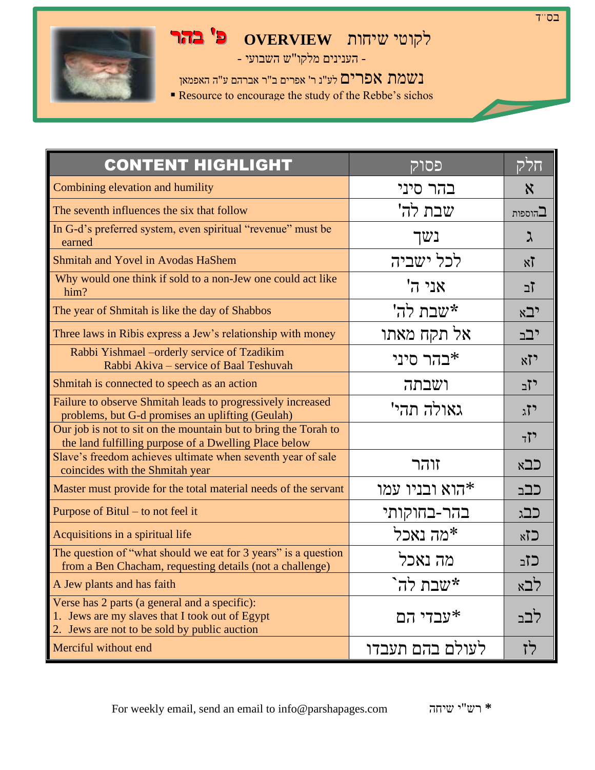בס"ד

# פ' בהר OVERVIEW לקוטי שיחות

- הענינים מלקו"ש השבועי -

נשמת אפרים לע"נ ר' אפרים ב"ר אברהם ע"ה האפמאן

- Resource to encourage the study of the Rebbe's sichos

| CONTENT HIGHLIGHT | פסוק | חלק |
|---|---|---|
| Combining elevation and humility | בהר סיני | א |
| The seventh influences the six that follow | שבת לה' | בהוספות |
| In G-d's preferred system, even spiritual "revenue" must be earned | נשך | ג |
| Shmitah and Yovel in Avodas HaShem | לכל ישביה | זא |
| Why would one think if sold to a non-Jew one could act like him? | אני ה' | זב |
| The year of Shmitah is like the day of Shabbos | *שבת לה' | יבא |
| Three laws in Ribis express a Jew's relationship with money | אל תקח מאתו | יבב |
| Rabbi Yishmael –orderly service of Tzadikim<br>Rabbi Akiva – service of Baal Teshuvah | *בהר סיני | יזא |
| Shmitah is connected to speech as an action | ושבתה | יזב |
| Failure to observe Shmitah leads to progressively increased problems, but G-d promises an uplifting (Geulah) | גאולה תהי' | יזג |
| Our job is not to sit on the mountain but to bring the Torah to the land fulfilling purpose of a Dwelling Place below | | יזד |
| Slave's freedom achieves ultimate when seventh year of sale coincides with the Shmitah year | זוהר | כבא |
| Master must provide for the total material needs of the servant | *הוא ובניו עמו | כבב |
| Purpose of Bitul – to not feel it | בהר-בחוקותי | כבג |
| Acquisitions in a spiritual life | *מה נאכל | כזא |
| The question of "what should we eat for 3 years" is a question from a Ben Chacham, requesting details (not a challenge) | מה נאכל | כזב |
| A Jew plants and has faith | *שבת לה` | לבא |
| Verse has 2 parts (a general and a specific):<br>1. Jews are my slaves that I took out of Egypt<br>2. Jews are not to be sold by public auction | *עבדי הם | לבב |
| Merciful without end | לעולם בהם תעבדו | לז |

For weekly email, send an email to info@parshapages.com

* רש"י שיחה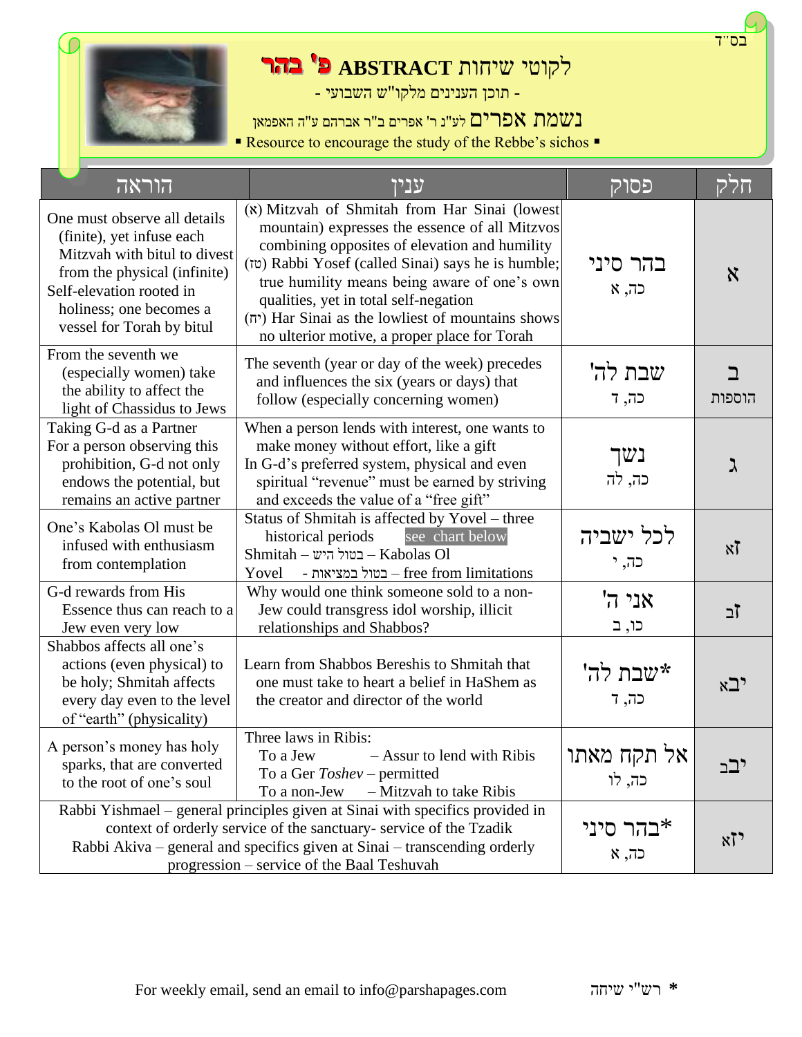בס"ד

# לקוטי שיחות ABSTRACT פ' בהר

- תוכן הענינים מלקו"ש השבועי -

**נשמת אפרים** לע"נ ר' אפרים ב"ר אברהם ע"ה האפמאן

▪ Resource to encourage the study of the Rebbe's sichos ▪

| חלק | פסוק | ענין | הוראה |
|---|---|---|---|
| א | בהר סיני כה, א | (א) Mitzvah of Shmitah from Har Sinai (lowest mountain) expresses the essence of all Mitzvos combining opposites of elevation and humility (טו) Rabbi Yosef (called Sinai) says he is humble; true humility means being aware of one's own qualities, yet in total self-negation (יח) Har Sinai as the lowliest of mountains shows no ulterior motive, a proper place for Torah | One must observe all details (finite), yet infuse each Mitzvah with bitul to divest from the physical (infinite) Self-elevation rooted in holiness; one becomes a vessel for Torah by bitul |
| ב הוספות | שבת לה' כה, ד | The seventh (year or day of the week) precedes and influences the six (years or days) that follow (especially concerning women) | From the seventh we (especially women) take the ability to affect the light of Chassidus to Jews |
| ג | נשך כה, לה | When a person lends with interest, one wants to make money without effort, like a gift In G-d's preferred system, physical and even spiritual "revenue" must be earned by striving and exceeds the value of a "free gift" | Taking G-d as a Partner For a person observing this prohibition, G-d not only endows the potential, but remains an active partner |
| זא | לכל ישביה כה, י | Status of Shmitah is affected by Yovel – three historical periods see chart below Shmitah – בטול היש – Kabolas Ol Yovel - בטול במציאות – free from limitations | One's Kabolas Ol must be infused with enthusiasm from contemplation |
| זב | אני ה' כו, ב | Why would one think someone sold to a non-Jew could transgress idol worship, illicit relationships and Shabbos? | G-d rewards from His Essence thus can reach to a Jew even very low |
| יבא | *שבת לה' כה, ד | Learn from Shabbos Bereshis to Shmitah that one must take to heart a belief in HaShem as the creator and director of the world | Shabbos affects all one's actions (even physical) to be holy; Shmitah affects every day even to the level of "earth" (physicality) |
| יבב | אל תקח מאתו כה, לו | Three laws in Ribis: To a Jew – Assur to lend with Ribis To a Ger *Toshev* – permitted To a non-Jew – Mitzvah to take Ribis | A person's money has holy sparks, that are converted to the root of one's soul |
| יזא | *בהר סיני כה, א | Rabbi Yishmael – general principles given at Sinai with specifics provided in context of orderly service of the sanctuary- service of the Tzadik Rabbi Akiva – general and specifics given at Sinai – transcending orderly progression – service of the Baal Teshuvah | |

For weekly email, send an email to info@parshapages.com

* רש"י שיחה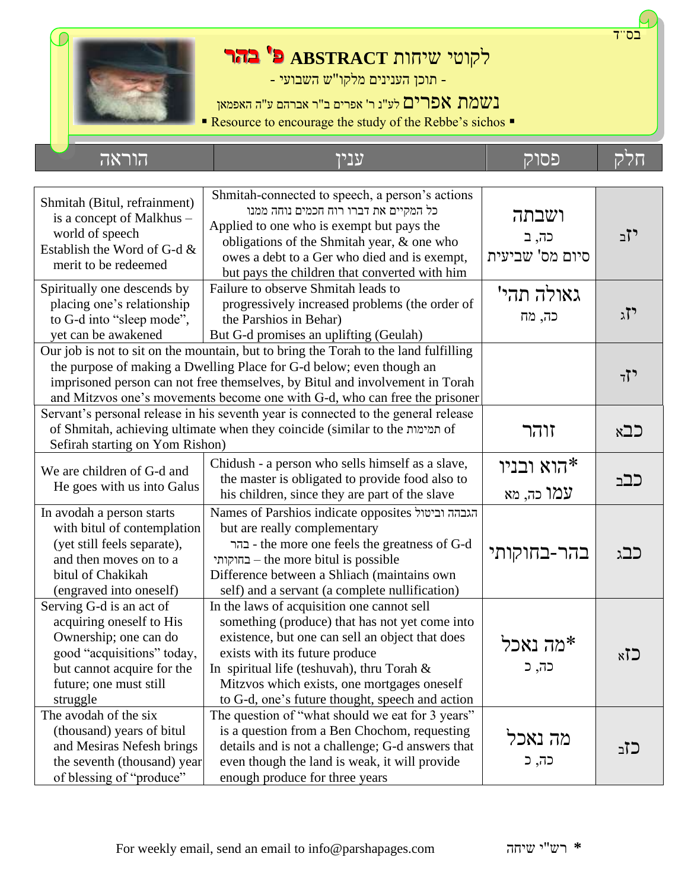בס"ד

# לקוטי שיחות ABSTRACT פ' בהר

- תוכן הענינים מלקו"ש השבועי -

נשמת אפרים לע"נ ר' אפרים ב"ר אברהם ע"ה האפמאן

▪ Resource to encourage the study of the Rebbe's sichos ▪

| הוראה | ענין | פסוק | חלק |
|---|---|---|---|
| Shmitah (Bitul, refrainment) is a concept of Malkhus – world of speech<br>Establish the Word of G-d & merit to be redeemed | Shmitah-connected to speech, a person's actions<br>כל המקיים את דברו רוח חכמים נוחה ממנו<br>Applied to one who is exempt but pays the obligations of the Shmitah year, & one who owes a debt to a Ger who died and is exempt, but pays the children that converted with him | ושבתה<br>כה, ב<br>סיום מס' שביעית | יזב |
| Spiritually one descends by placing one's relationship to G-d into "sleep mode", yet can be awakened | Failure to observe Shmitah leads to progressively increased problems (the order of the Parshios in Behar)<br>But G-d promises an uplifting (Geulah) | גאולה תהי'<br>כה, מח | יזג |
| Our job is not to sit on the mountain, but to bring the Torah to the land fulfilling the purpose of making a Dwelling Place for G-d below; even though an imprisoned person can not free themselves, by Bitul and involvement in Torah and Mitzvos one's movements become one with G-d, who can free the prisoner | | | יזד |
| Servant's personal release in his seventh year is connected to the general release of Shmitah, achieving ultimate when they coincide (similar to the תמימות of Sefirah starting on Yom Rishon) | | זוהר | כבא |
| We are children of G-d and He goes with us into Galus | Chidush - a person who sells himself as a slave, the master is obligated to provide food also to his children, since they are part of the slave | *הוא ובניו עמו כה, מא | כבב |
| In avodah a person starts with bitul of contemplation (yet still feels separate), and then moves on to a bitul of Chakikah (engraved into oneself) | Names of Parshios indicate opposites הגבהה וביטול but are really complementary<br>בהר - the more one feels the greatness of G-d<br>בחוקותי – the more bitul is possible<br>Difference between a Shliach (maintains own self) and a servant (a complete nullification) | בהר-בחוקותי | כבג |
| Serving G-d is an act of acquiring oneself to His Ownership; one can do good "acquisitions" today, but cannot acquire for the future; one must still struggle | In the laws of acquisition one cannot sell something (produce) that has not yet come into existence, but one can sell an object that does exists with its future produce<br>In spiritual life (teshuvah), thru Torah & Mitzvos which exists, one mortgages oneself to G-d, one's future thought, speech and action | *מה נאכל<br>כה, כ | כזא |
| The avodah of the six (thousand) years of bitul and Mesiras Nefesh brings the seventh (thousand) year of blessing of "produce" | The question of "what should we eat for 3 years" is a question from a Ben Chochom, requesting details and is not a challenge; G-d answers that even though the land is weak, it will provide enough produce for three years | מה נאכל<br>כה, כ | כזב |

For weekly email, send an email to info@parshapages.com

* רש"י שיחה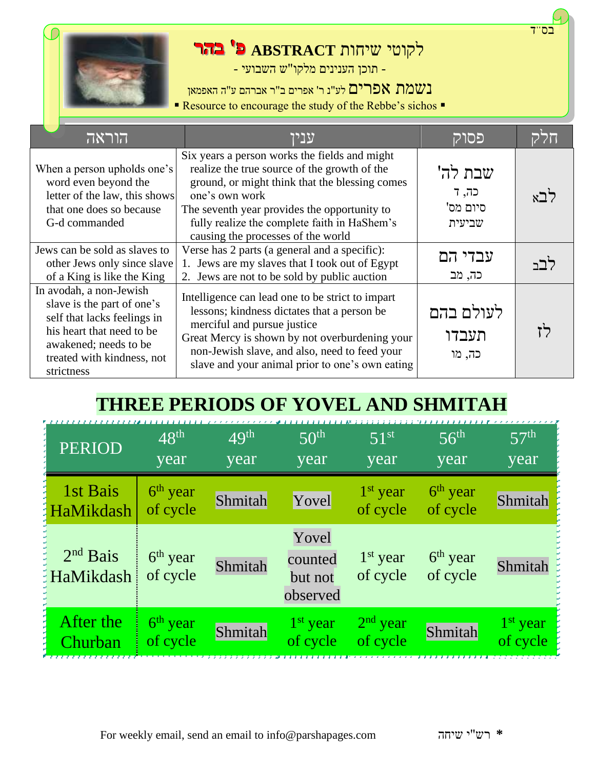בס"ד

# לקוטי שיחות ABSTRACT פ' בהר

- תוכן הענינים מלקו"ש השבועי -

נשמת אפרים לע"נ ר' אפרים ב"ר אברהם ע"ה האפמאן

▪ Resource to encourage the study of the Rebbe's sichos ▪

| הוראה | ענין | פסוק | חלק |
|---|---|---|---|
| When a person upholds one's word even beyond the letter of the law, this shows that one does so because G-d commanded | Six years a person works the fields and might realize the true source of the growth of the ground, or might think that the blessing comes one's own work<br>The seventh year provides the opportunity to fully realize the complete faith in HaShem's causing the processes of the world | שבת לה'<br>כה, ד<br>סיום מס' שביעית | לבא |
| Jews can be sold as slaves to other Jews only since slave of a King is like the King | Verse has 2 parts (a general and a specific):<br>1. Jews are my slaves that I took out of Egypt<br>2. Jews are not to be sold by public auction | עבדי הם<br>כה, מב | לבב |
| In avodah, a non-Jewish slave is the part of one's self that lacks feelings in his heart that need to be awakened; needs to be treated with kindness, not strictness | Intelligence can lead one to be strict to impart lessons; kindness dictates that a person be merciful and pursue justice<br>Great Mercy is shown by not overburdening your non-Jewish slave, and also, need to feed your slave and your animal prior to one's own eating | לעולם בהם תעבדו<br>כה, מו | לז |

## THREE PERIODS OF YOVEL AND SHMITAH

| PERIOD | 48th year | 49th year | 50th year | 51st year | 56th year | 57th year |
|---|---|---|---|---|---|---|
| 1st Bais HaMikdash | 6th year of cycle | Shmitah | Yovel | 1st year of cycle | 6th year of cycle | Shmitah |
| 2nd Bais HaMikdash | 6th year of cycle | Shmitah | Yovel counted but not observed | 1st year of cycle | 6th year of cycle | Shmitah |
| After the Churban | 6th year of cycle | Shmitah | 1st year of cycle | 2nd year of cycle | Shmitah | 1st year of cycle |

For weekly email, send an email to info@parshapages.com

* רש"י שיחה